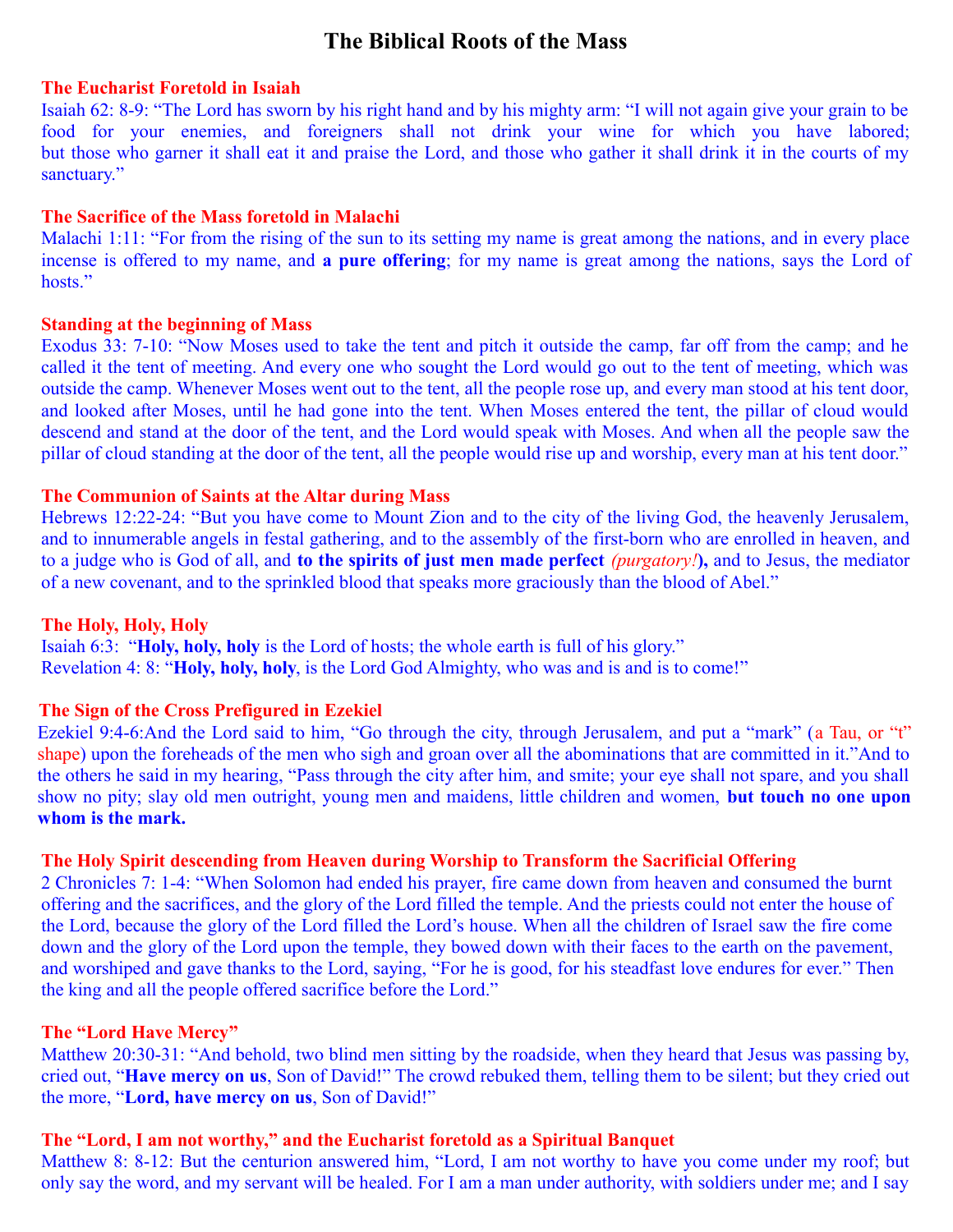# The Biblical Roots of the Mass

## The Eucharist Foretold in Isaiah

Isaiah 62: 8-9: "The Lord has sworn by his right hand and by his mighty arm: "I will not again give your grain to be food for your enemies, and foreigners shall not drink your wine for which you have labored; but those who garner it shall eat it and praise the Lord, and those who gather it shall drink it in the courts of my sanctuary."

## The Sacrifice of the Mass foretold in Malachi

Malachi 1:11: "For from the rising of the sun to its setting my name is great among the nations, and in every place incense is offered to my name, and **a pure offering**; for my name is great among the nations, says the Lord of hosts."

## Standing at the beginning of Mass

Exodus 33: 7-10: "Now Moses used to take the tent and pitch it outside the camp, far off from the camp; and he called it the tent of meeting. And every one who sought the Lord would go out to the tent of meeting, which was outside the camp. Whenever Moses went out to the tent, all the people rose up, and every man stood at his tent door, and looked after Moses, until he had gone into the tent. When Moses entered the tent, the pillar of cloud would descend and stand at the door of the tent, and the Lord would speak with Moses. And when all the people saw the pillar of cloud standing at the door of the tent, all the people would rise up and worship, every man at his tent door."

## The Communion of Saints at the Altar during Mass

Hebrews 12:22-24: "But you have come to Mount Zion and to the city of the living God, the heavenly Jerusalem, and to innumerable angels in festal gathering, and to the assembly of the first-born who are enrolled in heaven, and to a judge who is God of all, and **to the spirits of just men made perfect** *(purgatory!)***),** and to Jesus, the mediator of a new covenant, and to the sprinkled blood that speaks more graciously than the blood of Abel."

## The Holy, Holy, Holy

Isaiah 6:3: "**Holy, holy, holy** is the Lord of hosts; the whole earth is full of his glory."
Revelation 4: 8: "**Holy, holy, holy**, is the Lord God Almighty, who was and is and is to come!"

## The Sign of the Cross Prefigured in Ezekiel

Ezekiel 9:4-6:And the Lord said to him, "Go through the city, through Jerusalem, and put a "mark" (a Tau, or "t" shape) upon the foreheads of the men who sigh and groan over all the abominations that are committed in it."And to the others he said in my hearing, "Pass through the city after him, and smite; your eye shall not spare, and you shall show no pity; slay old men outright, young men and maidens, little children and women, **but touch no one upon whom is the mark.**

## The Holy Spirit descending from Heaven during Worship to Transform the Sacrificial Offering

2 Chronicles 7: 1-4: "When Solomon had ended his prayer, fire came down from heaven and consumed the burnt offering and the sacrifices, and the glory of the Lord filled the temple. And the priests could not enter the house of the Lord, because the glory of the Lord filled the Lord's house. When all the children of Israel saw the fire come down and the glory of the Lord upon the temple, they bowed down with their faces to the earth on the pavement, and worshiped and gave thanks to the Lord, saying, "For he is good, for his steadfast love endures for ever." Then the king and all the people offered sacrifice before the Lord."

## The "Lord Have Mercy"

Matthew 20:30-31: "And behold, two blind men sitting by the roadside, when they heard that Jesus was passing by, cried out, "**Have mercy on us**, Son of David!" The crowd rebuked them, telling them to be silent; but they cried out the more, "**Lord, have mercy on us**, Son of David!"

## The "Lord, I am not worthy," and the Eucharist foretold as a Spiritual Banquet

Matthew 8: 8-12: But the centurion answered him, "Lord, I am not worthy to have you come under my roof; but only say the word, and my servant will be healed. For I am a man under authority, with soldiers under me; and I say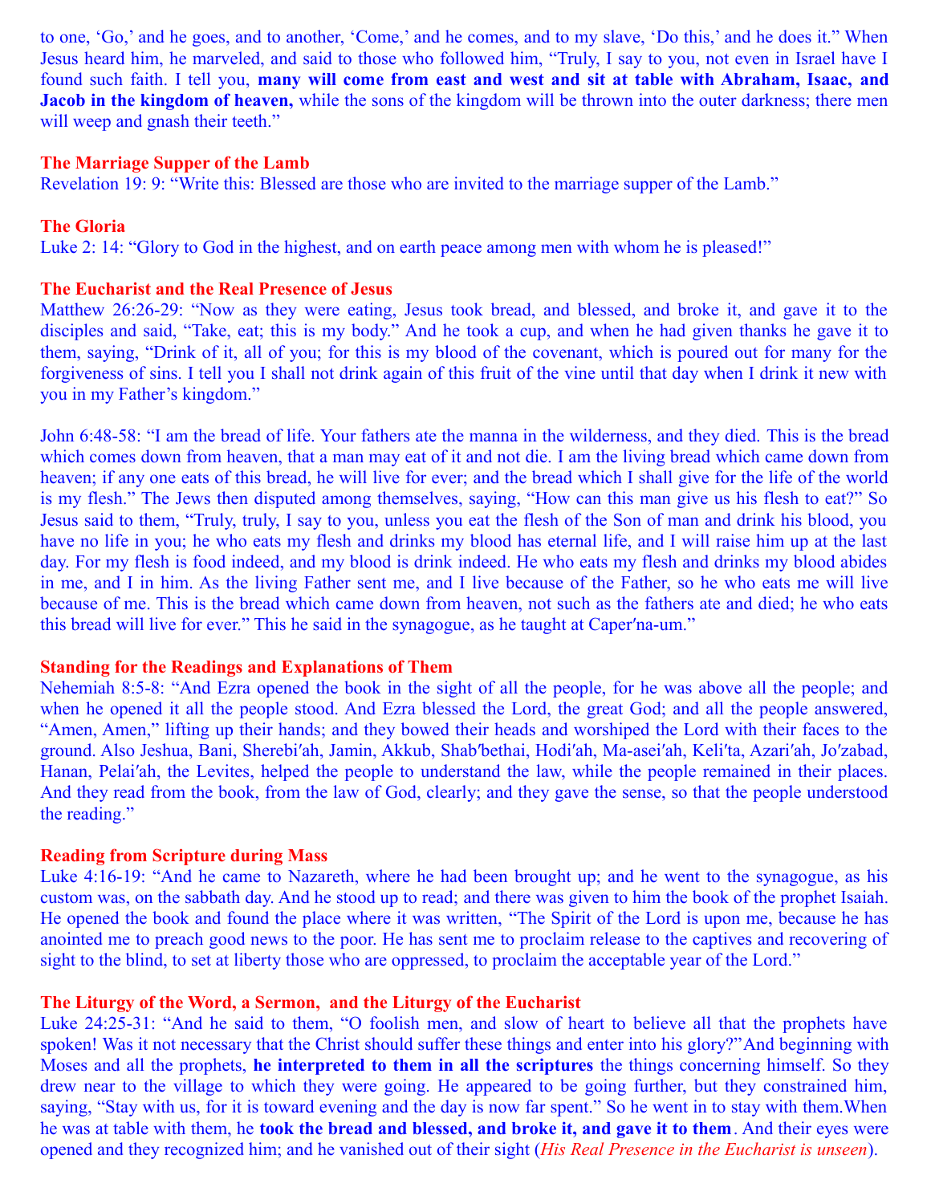to one, 'Go,' and he goes, and to another, 'Come,' and he comes, and to my slave, 'Do this,' and he does it." When Jesus heard him, he marveled, and said to those who followed him, "Truly, I say to you, not even in Israel have I found such faith. I tell you, **many will come from east and west and sit at table with Abraham, Isaac, and Jacob in the kingdom of heaven,** while the sons of the kingdom will be thrown into the outer darkness; there men will weep and gnash their teeth."

### The Marriage Supper of the Lamb

Revelation 19: 9: "Write this: Blessed are those who are invited to the marriage supper of the Lamb."

### The Gloria

Luke 2: 14: "Glory to God in the highest, and on earth peace among men with whom he is pleased!"

### The Eucharist and the Real Presence of Jesus

Matthew 26:26-29: "Now as they were eating, Jesus took bread, and blessed, and broke it, and gave it to the disciples and said, "Take, eat; this is my body." And he took a cup, and when he had given thanks he gave it to them, saying, "Drink of it, all of you; for this is my blood of the covenant, which is poured out for many for the forgiveness of sins. I tell you I shall not drink again of this fruit of the vine until that day when I drink it new with you in my Father's kingdom."

John 6:48-58: "I am the bread of life. Your fathers ate the manna in the wilderness, and they died. This is the bread which comes down from heaven, that a man may eat of it and not die. I am the living bread which came down from heaven; if any one eats of this bread, he will live for ever; and the bread which I shall give for the life of the world is my flesh." The Jews then disputed among themselves, saying, "How can this man give us his flesh to eat?" So Jesus said to them, "Truly, truly, I say to you, unless you eat the flesh of the Son of man and drink his blood, you have no life in you; he who eats my flesh and drinks my blood has eternal life, and I will raise him up at the last day. For my flesh is food indeed, and my blood is drink indeed. He who eats my flesh and drinks my blood abides in me, and I in him. As the living Father sent me, and I live because of the Father, so he who eats me will live because of me. This is the bread which came down from heaven, not such as the fathers ate and died; he who eats this bread will live for ever." This he said in the synagogue, as he taught at Caper′na-um."

### Standing for the Readings and Explanations of Them

Nehemiah 8:5-8: "And Ezra opened the book in the sight of all the people, for he was above all the people; and when he opened it all the people stood. And Ezra blessed the Lord, the great God; and all the people answered, "Amen, Amen," lifting up their hands; and they bowed their heads and worshiped the Lord with their faces to the ground. Also Jeshua, Bani, Sherebi′ah, Jamin, Akkub, Shab′bethai, Hodi′ah, Ma-asei′ah, Keli′ta, Azari′ah, Jo′zabad, Hanan, Pelai′ah, the Levites, helped the people to understand the law, while the people remained in their places. And they read from the book, from the law of God, clearly; and they gave the sense, so that the people understood the reading."

### Reading from Scripture during Mass

Luke 4:16-19: "And he came to Nazareth, where he had been brought up; and he went to the synagogue, as his custom was, on the sabbath day. And he stood up to read; and there was given to him the book of the prophet Isaiah. He opened the book and found the place where it was written, "The Spirit of the Lord is upon me, because he has anointed me to preach good news to the poor. He has sent me to proclaim release to the captives and recovering of sight to the blind, to set at liberty those who are oppressed, to proclaim the acceptable year of the Lord."

### The Liturgy of the Word, a Sermon, and the Liturgy of the Eucharist

Luke 24:25-31: "And he said to them, "O foolish men, and slow of heart to believe all that the prophets have spoken! Was it not necessary that the Christ should suffer these things and enter into his glory?"And beginning with Moses and all the prophets, **he interpreted to them in all the scriptures** the things concerning himself. So they drew near to the village to which they were going. He appeared to be going further, but they constrained him, saying, "Stay with us, for it is toward evening and the day is now far spent." So he went in to stay with them.When he was at table with them, he **took the bread and blessed, and broke it, and gave it to them**. And their eyes were opened and they recognized him; and he vanished out of their sight (*His Real Presence in the Eucharist is unseen*).